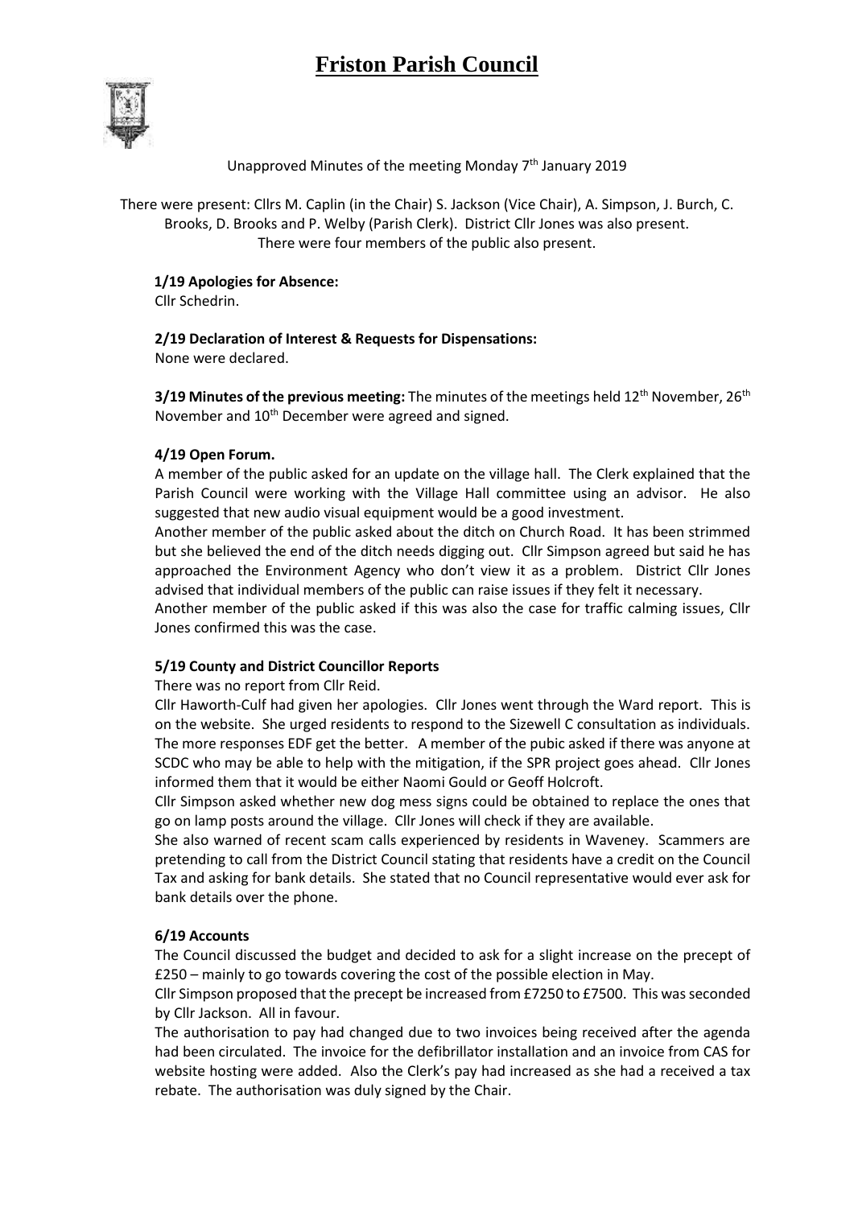# Friston Parish Council

Unapproved Minutes of the meeting Monday 7th January 2019

There were present: Cllrs M. Caplin (in the Chair) S. Jackson (Vice Chair), A. Simpson, J. Burch, C. Brooks, D. Brooks and P. Welby (Parish Clerk). District Cllr Jones was also present. There were four members of the public also present.

**1/19 Apologies for Absence:**
Cllr Schedrin.

**2/19 Declaration of Interest & Requests for Dispensations:**
None were declared.

**3/19 Minutes of the previous meeting:** The minutes of the meetings held 12th November, 26th November and 10th December were agreed and signed.

**4/19 Open Forum.**
A member of the public asked for an update on the village hall. The Clerk explained that the Parish Council were working with the Village Hall committee using an advisor. He also suggested that new audio visual equipment would be a good investment.
Another member of the public asked about the ditch on Church Road. It has been strimmed but she believed the end of the ditch needs digging out. Cllr Simpson agreed but said he has approached the Environment Agency who don't view it as a problem. District Cllr Jones advised that individual members of the public can raise issues if they felt it necessary.
Another member of the public asked if this was also the case for traffic calming issues, Cllr Jones confirmed this was the case.

**5/19 County and District Councillor Reports**
There was no report from Cllr Reid.
Cllr Haworth-Culf had given her apologies. Cllr Jones went through the Ward report. This is on the website. She urged residents to respond to the Sizewell C consultation as individuals. The more responses EDF get the better. A member of the pubic asked if there was anyone at SCDC who may be able to help with the mitigation, if the SPR project goes ahead. Cllr Jones informed them that it would be either Naomi Gould or Geoff Holcroft.
Cllr Simpson asked whether new dog mess signs could be obtained to replace the ones that go on lamp posts around the village. Cllr Jones will check if they are available.
She also warned of recent scam calls experienced by residents in Waveney. Scammers are pretending to call from the District Council stating that residents have a credit on the Council Tax and asking for bank details. She stated that no Council representative would ever ask for bank details over the phone.

**6/19 Accounts**
The Council discussed the budget and decided to ask for a slight increase on the precept of £250 – mainly to go towards covering the cost of the possible election in May.
Cllr Simpson proposed that the precept be increased from £7250 to £7500. This was seconded by Cllr Jackson. All in favour.
The authorisation to pay had changed due to two invoices being received after the agenda had been circulated. The invoice for the defibrillator installation and an invoice from CAS for website hosting were added. Also the Clerk's pay had increased as she had a received a tax rebate. The authorisation was duly signed by the Chair.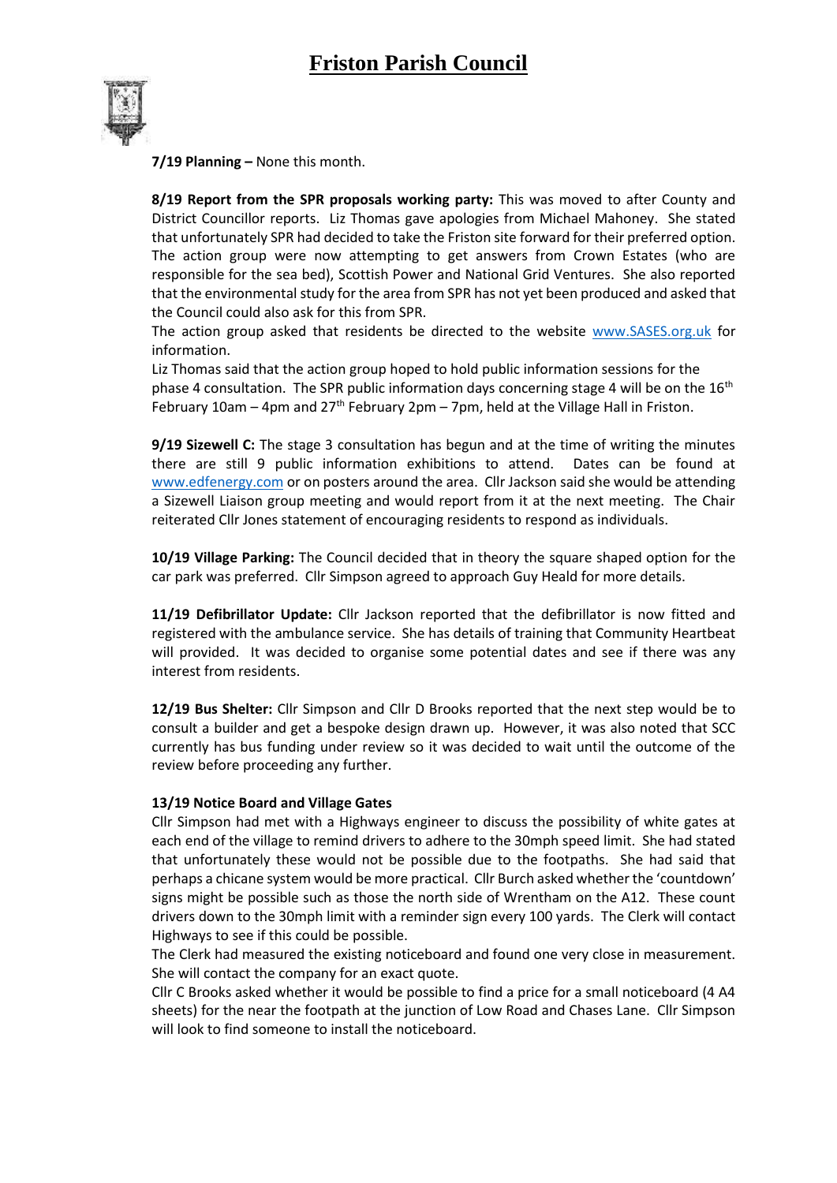**7/19 Planning –** None this month.

**8/19 Report from the SPR proposals working party:** This was moved to after County and District Councillor reports. Liz Thomas gave apologies from Michael Mahoney. She stated that unfortunately SPR had decided to take the Friston site forward for their preferred option. The action group were now attempting to get answers from Crown Estates (who are responsible for the sea bed), Scottish Power and National Grid Ventures. She also reported that the environmental study for the area from SPR has not yet been produced and asked that the Council could also ask for this from SPR.

The action group asked that residents be directed to the website www.SASES.org.uk for information.

Liz Thomas said that the action group hoped to hold public information sessions for the phase 4 consultation. The SPR public information days concerning stage 4 will be on the 16th February 10am – 4pm and 27th February 2pm – 7pm, held at the Village Hall in Friston.

**9/19 Sizewell C:** The stage 3 consultation has begun and at the time of writing the minutes there are still 9 public information exhibitions to attend. Dates can be found at www.edfenergy.com or on posters around the area. Cllr Jackson said she would be attending a Sizewell Liaison group meeting and would report from it at the next meeting. The Chair reiterated Cllr Jones statement of encouraging residents to respond as individuals.

**10/19 Village Parking:** The Council decided that in theory the square shaped option for the car park was preferred. Cllr Simpson agreed to approach Guy Heald for more details.

**11/19 Defibrillator Update:** Cllr Jackson reported that the defibrillator is now fitted and registered with the ambulance service. She has details of training that Community Heartbeat will provided. It was decided to organise some potential dates and see if there was any interest from residents.

**12/19 Bus Shelter:** Cllr Simpson and Cllr D Brooks reported that the next step would be to consult a builder and get a bespoke design drawn up. However, it was also noted that SCC currently has bus funding under review so it was decided to wait until the outcome of the review before proceeding any further.

**13/19 Notice Board and Village Gates**

Cllr Simpson had met with a Highways engineer to discuss the possibility of white gates at each end of the village to remind drivers to adhere to the 30mph speed limit. She had stated that unfortunately these would not be possible due to the footpaths. She had said that perhaps a chicane system would be more practical. Cllr Burch asked whether the 'countdown' signs might be possible such as those the north side of Wrentham on the A12. These count drivers down to the 30mph limit with a reminder sign every 100 yards. The Clerk will contact Highways to see if this could be possible.

The Clerk had measured the existing noticeboard and found one very close in measurement. She will contact the company for an exact quote.

Cllr C Brooks asked whether it would be possible to find a price for a small noticeboard (4 A4 sheets) for the near the footpath at the junction of Low Road and Chases Lane. Cllr Simpson will look to find someone to install the noticeboard.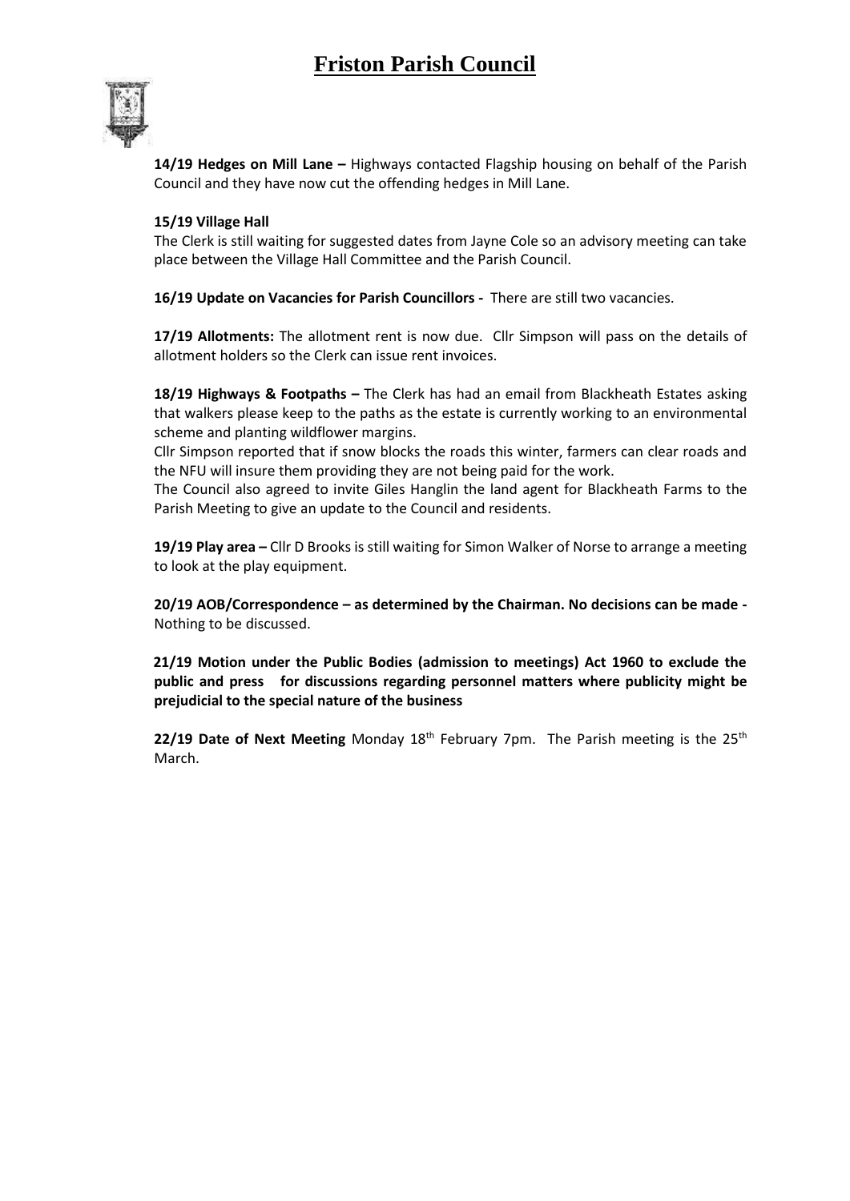# Friston Parish Council

**14/19 Hedges on Mill Lane –** Highways contacted Flagship housing on behalf of the Parish Council and they have now cut the offending hedges in Mill Lane.

**15/19 Village Hall**

The Clerk is still waiting for suggested dates from Jayne Cole so an advisory meeting can take place between the Village Hall Committee and the Parish Council.

**16/19 Update on Vacancies for Parish Councillors -** There are still two vacancies.

**17/19 Allotments:** The allotment rent is now due. Cllr Simpson will pass on the details of allotment holders so the Clerk can issue rent invoices.

**18/19 Highways & Footpaths –** The Clerk has had an email from Blackheath Estates asking that walkers please keep to the paths as the estate is currently working to an environmental scheme and planting wildflower margins.

Cllr Simpson reported that if snow blocks the roads this winter, farmers can clear roads and the NFU will insure them providing they are not being paid for the work.

The Council also agreed to invite Giles Hanglin the land agent for Blackheath Farms to the Parish Meeting to give an update to the Council and residents.

**19/19 Play area –** Cllr D Brooks is still waiting for Simon Walker of Norse to arrange a meeting to look at the play equipment.

**20/19 AOB/Correspondence – as determined by the Chairman. No decisions can be made -** Nothing to be discussed.

**21/19 Motion under the Public Bodies (admission to meetings) Act 1960 to exclude the public and press for discussions regarding personnel matters where publicity might be prejudicial to the special nature of the business**

**22/19 Date of Next Meeting** Monday 18th February 7pm. The Parish meeting is the 25th March.